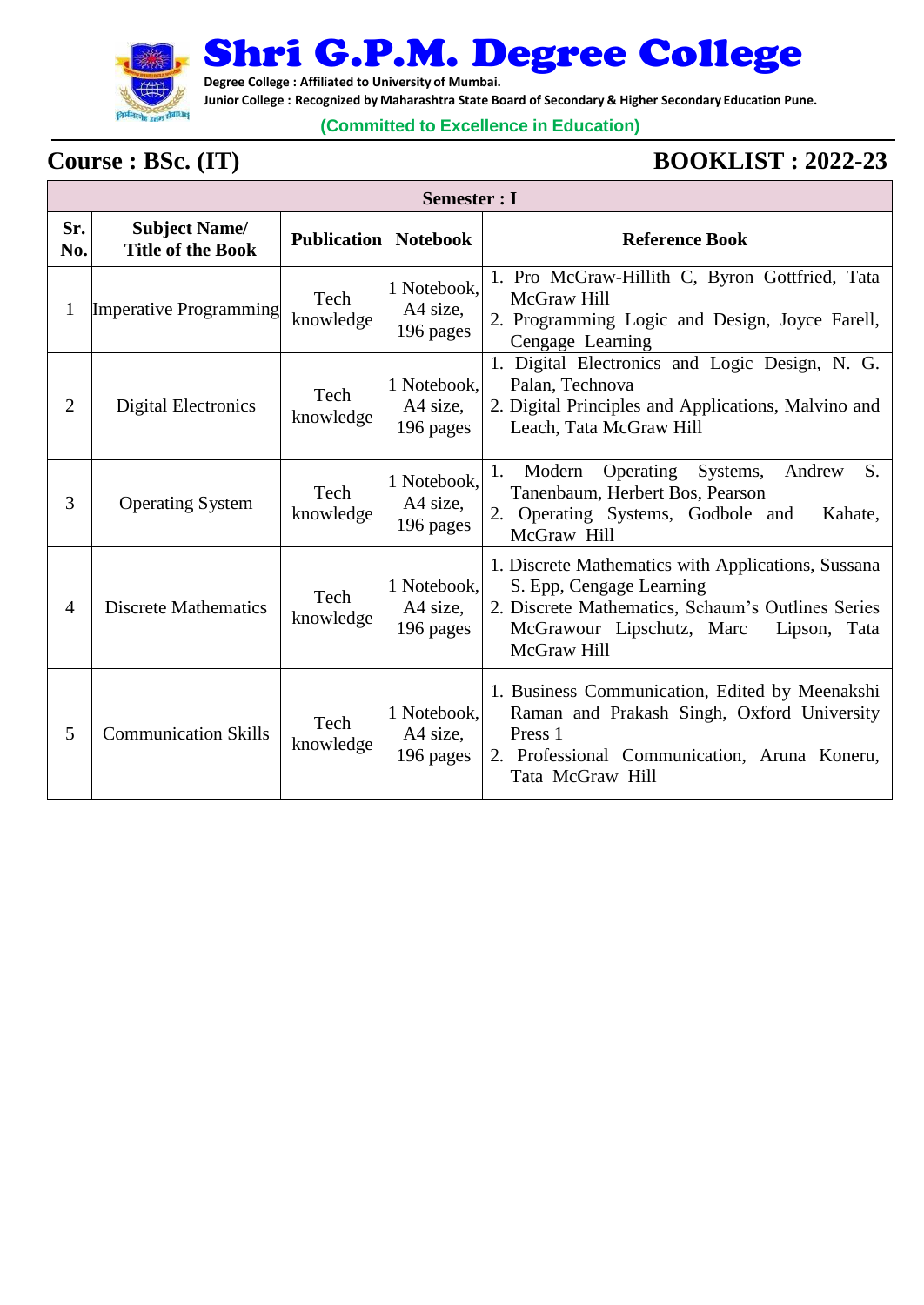# Shri G.P.M. Degree College

**Degree College : Affiliated to University of Mumbai.**

**Junior College : Recognized by Maharashtra State Board of Secondary & Higher Secondary Education Pune.**

**(Committed to Excellence in Education)**

## Course : BSc. (IT)

## BOOKLIST : 2022-23

| **Semester : I** | | | | |
|---|---|---|---|---|
| **Sr. No.** | **Subject Name/ Title of the Book** | **Publication** | **Notebook** | **Reference Book** |
| 1 | Imperative Programming | Tech knowledge | 1 Notebook, A4 size, 196 pages | 1. Pro McGraw-Hillith C, Byron Gottfried, Tata McGraw Hill<br>2. Programming Logic and Design, Joyce Farell, Cengage Learning |
| 2 | Digital Electronics | Tech knowledge | 1 Notebook, A4 size, 196 pages | 1. Digital Electronics and Logic Design, N. G. Palan, Technova<br>2. Digital Principles and Applications, Malvino and Leach, Tata McGraw Hill |
| 3 | Operating System | Tech knowledge | 1 Notebook, A4 size, 196 pages | 1. Modern Operating Systems, Andrew S. Tanenbaum, Herbert Bos, Pearson<br>2. Operating Systems, Godbole and Kahate, McGraw Hill |
| 4 | Discrete Mathematics | Tech knowledge | 1 Notebook, A4 size, 196 pages | 1. Discrete Mathematics with Applications, Sussana S. Epp, Cengage Learning<br>2. Discrete Mathematics, Schaum's Outlines Series McGrawour Lipschutz, Marc Lipson, Tata McGraw Hill |
| 5 | Communication Skills | Tech knowledge | 1 Notebook, A4 size, 196 pages | 1. Business Communication, Edited by Meenakshi Raman and Prakash Singh, Oxford University Press 1<br>2. Professional Communication, Aruna Koneru, Tata McGraw Hill |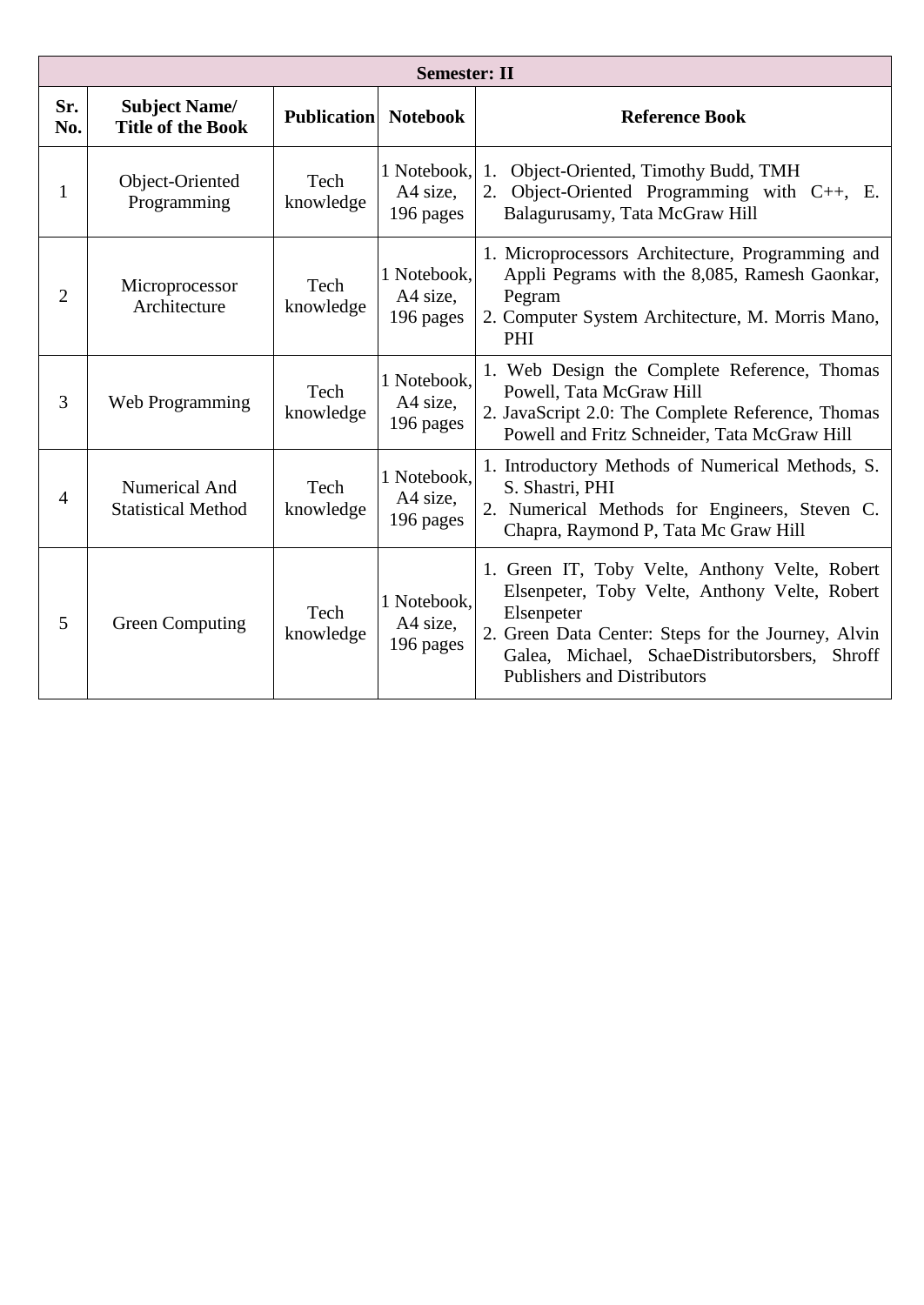| Semester: II | | | | |
|---|---|---|---|---|
| **Sr. No.** | **Subject Name/ Title of the Book** | **Publication** | **Notebook** | **Reference Book** |
| 1 | Object-Oriented Programming | Tech knowledge | 1 Notebook, A4 size, 196 pages | 1. Object-Oriented, Timothy Budd, TMH<br>2. Object-Oriented Programming with C++, E. Balagurusamy, Tata McGraw Hill |
| 2 | Microprocessor Architecture | Tech knowledge | 1 Notebook, A4 size, 196 pages | 1. Microprocessors Architecture, Programming and Appli Pegrams with the 8,085, Ramesh Gaonkar, Pegram<br>2. Computer System Architecture, M. Morris Mano, PHI |
| 3 | Web Programming | Tech knowledge | 1 Notebook, A4 size, 196 pages | 1. Web Design the Complete Reference, Thomas Powell, Tata McGraw Hill<br>2. JavaScript 2.0: The Complete Reference, Thomas Powell and Fritz Schneider, Tata McGraw Hill |
| 4 | Numerical And Statistical Method | Tech knowledge | 1 Notebook, A4 size, 196 pages | 1. Introductory Methods of Numerical Methods, S. S. Shastri, PHI<br>2. Numerical Methods for Engineers, Steven C. Chapra, Raymond P, Tata Mc Graw Hill |
| 5 | Green Computing | Tech knowledge | 1 Notebook, A4 size, 196 pages | 1. Green IT, Toby Velte, Anthony Velte, Robert Elsenpeter, Toby Velte, Anthony Velte, Robert Elsenpeter<br>2. Green Data Center: Steps for the Journey, Alvin Galea, Michael, SchaeDistributorsbers, Shroff Publishers and Distributors |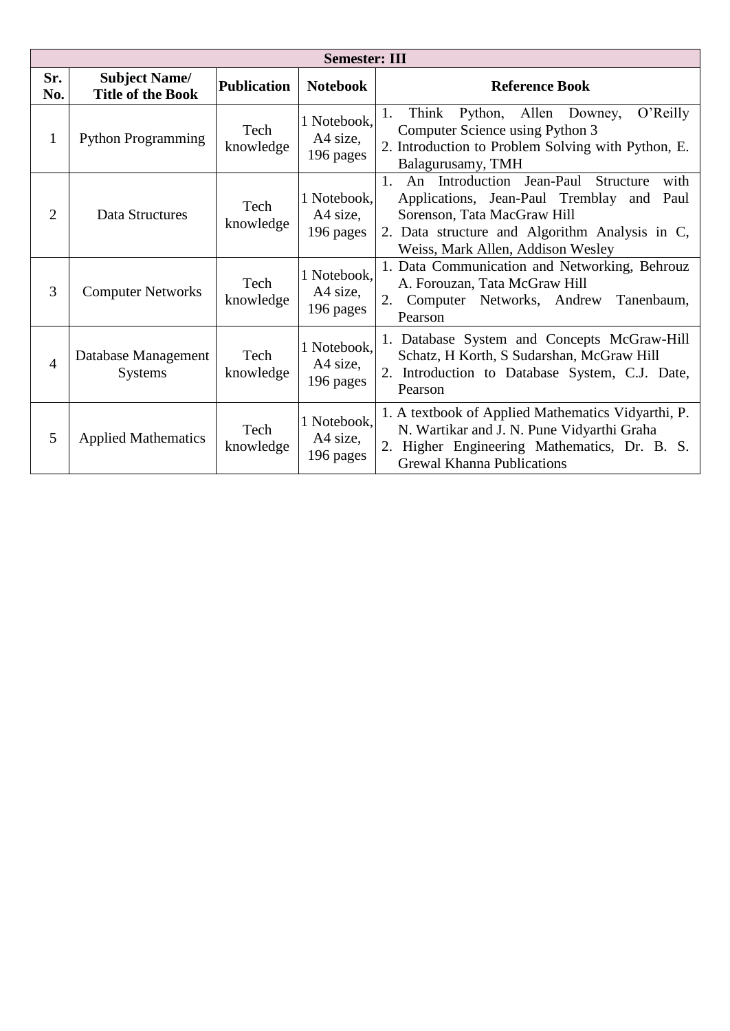| Semester: III | | | | |
|---|---|---|---|---|
| **Sr. No.** | **Subject Name/ Title of the Book** | **Publication** | **Notebook** | **Reference Book** |
| 1 | Python Programming | Tech knowledge | 1 Notebook, A4 size, 196 pages | 1. Think Python, Allen Downey, O'Reilly Computer Science using Python 3<br>2. Introduction to Problem Solving with Python, E. Balagurusamy, TMH |
| 2 | Data Structures | Tech knowledge | 1 Notebook, A4 size, 196 pages | 1. An Introduction Jean-Paul Structure with Applications, Jean-Paul Tremblay and Paul Sorenson, Tata MacGraw Hill<br>2. Data structure and Algorithm Analysis in C, Weiss, Mark Allen, Addison Wesley |
| 3 | Computer Networks | Tech knowledge | 1 Notebook, A4 size, 196 pages | 1. Data Communication and Networking, Behrouz A. Forouzan, Tata McGraw Hill<br>2. Computer Networks, Andrew Tanenbaum, Pearson |
| 4 | Database Management Systems | Tech knowledge | 1 Notebook, A4 size, 196 pages | 1. Database System and Concepts McGraw-Hill Schatz, H Korth, S Sudarshan, McGraw Hill<br>2. Introduction to Database System, C.J. Date, Pearson |
| 5 | Applied Mathematics | Tech knowledge | 1 Notebook, A4 size, 196 pages | 1. A textbook of Applied Mathematics Vidyarthi, P. N. Wartikar and J. N. Pune Vidyarthi Graha<br>2. Higher Engineering Mathematics, Dr. B. S. Grewal Khanna Publications |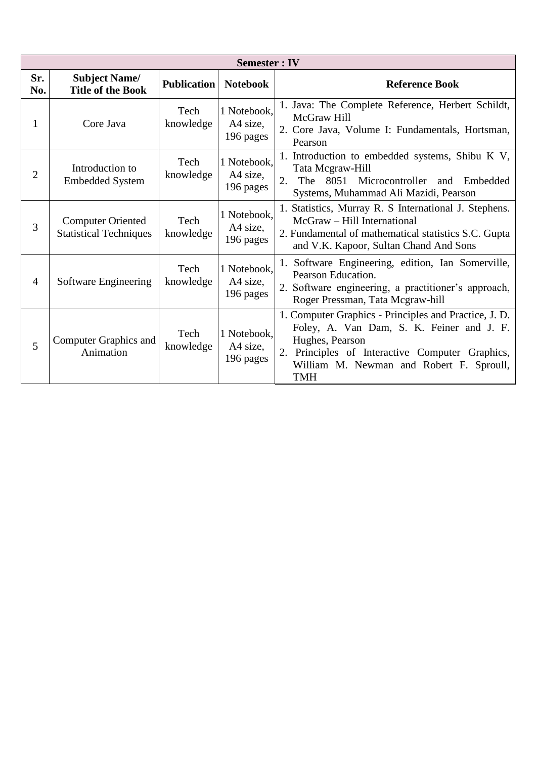| Semester : IV | | | | |
|---|---|---|---|---|
| **Sr. No.** | **Subject Name/ Title of the Book** | **Publication** | **Notebook** | **Reference Book** |
| 1 | Core Java | Tech knowledge | 1 Notebook, A4 size, 196 pages | 1. Java: The Complete Reference, Herbert Schildt, McGraw Hill<br>2. Core Java, Volume I: Fundamentals, Hortsman, Pearson |
| 2 | Introduction to Embedded System | Tech knowledge | 1 Notebook, A4 size, 196 pages | 1. Introduction to embedded systems, Shibu K V, Tata Mcgraw-Hill<br>2. The 8051 Microcontroller and Embedded Systems, Muhammad Ali Mazidi, Pearson |
| 3 | Computer Oriented Statistical Techniques | Tech knowledge | 1 Notebook, A4 size, 196 pages | 1. Statistics, Murray R. S International J. Stephens. McGraw – Hill International<br>2. Fundamental of mathematical statistics S.C. Gupta and V.K. Kapoor, Sultan Chand And Sons |
| 4 | Software Engineering | Tech knowledge | 1 Notebook, A4 size, 196 pages | 1. Software Engineering, edition, Ian Somerville, Pearson Education.<br>2. Software engineering, a practitioner's approach, Roger Pressman, Tata Mcgraw-hill |
| 5 | Computer Graphics and Animation | Tech knowledge | 1 Notebook, A4 size, 196 pages | 1. Computer Graphics - Principles and Practice, J. D. Foley, A. Van Dam, S. K. Feiner and J. F. Hughes, Pearson<br>2. Principles of Interactive Computer Graphics, William M. Newman and Robert F. Sproull, TMH |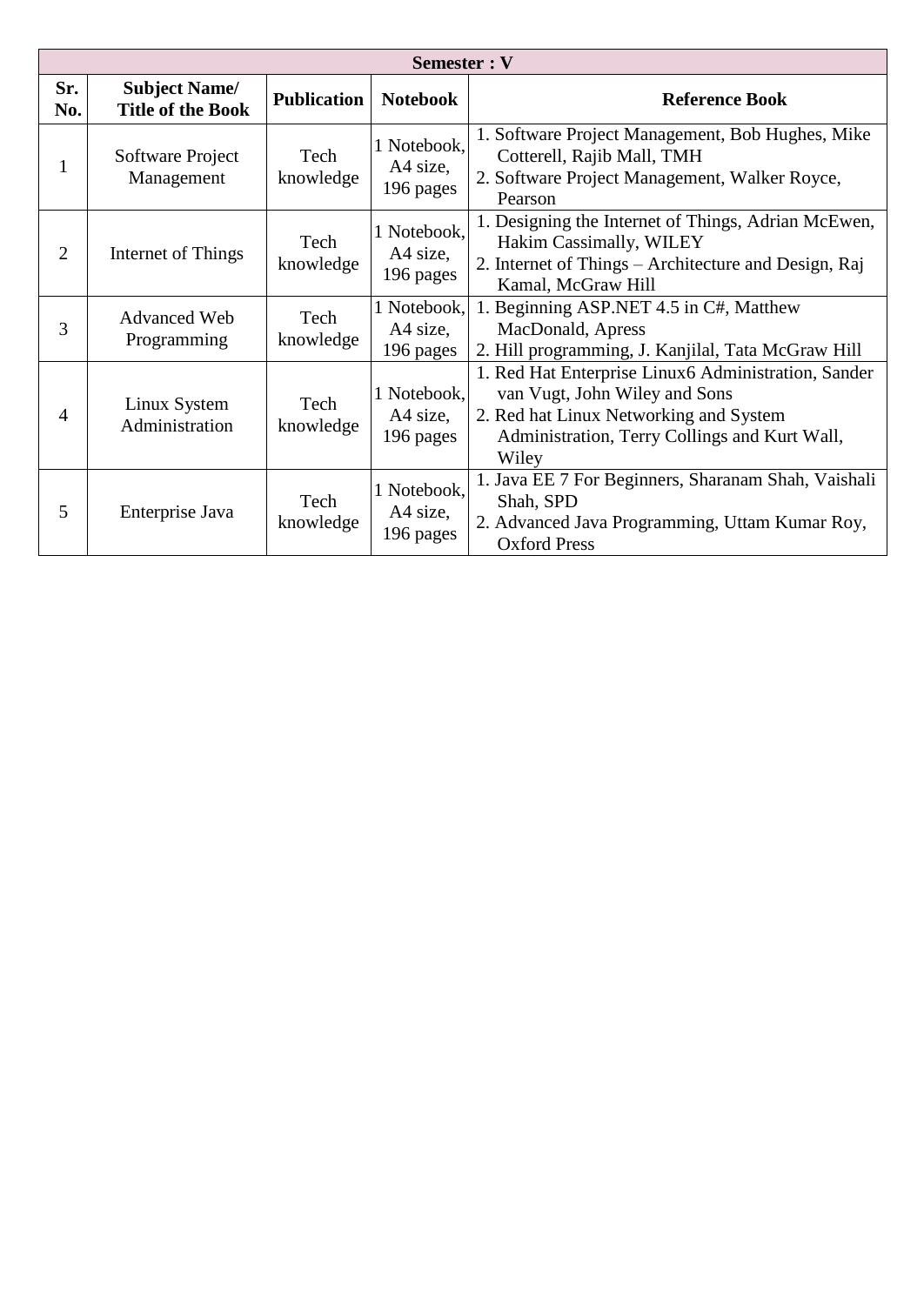| Semester : V | | | | |
|---|---|---|---|---|
| **Sr. No.** | **Subject Name/ Title of the Book** | **Publication** | **Notebook** | **Reference Book** |
| 1 | Software Project Management | Tech knowledge | 1 Notebook, A4 size, 196 pages | 1. Software Project Management, Bob Hughes, Mike Cotterell, Rajib Mall, TMH<br>2. Software Project Management, Walker Royce, Pearson |
| 2 | Internet of Things | Tech knowledge | 1 Notebook, A4 size, 196 pages | 1. Designing the Internet of Things, Adrian McEwen, Hakim Cassimally, WILEY<br>2. Internet of Things – Architecture and Design, Raj Kamal, McGraw Hill |
| 3 | Advanced Web Programming | Tech knowledge | 1 Notebook, A4 size, 196 pages | 1. Beginning ASP.NET 4.5 in C#, Matthew MacDonald, Apress<br>2. Hill programming, J. Kanjilal, Tata McGraw Hill |
| 4 | Linux System Administration | Tech knowledge | 1 Notebook, A4 size, 196 pages | 1. Red Hat Enterprise Linux6 Administration, Sander van Vugt, John Wiley and Sons<br>2. Red hat Linux Networking and System Administration, Terry Collings and Kurt Wall, Wiley |
| 5 | Enterprise Java | Tech knowledge | 1 Notebook, A4 size, 196 pages | 1. Java EE 7 For Beginners, Sharanam Shah, Vaishali Shah, SPD<br>2. Advanced Java Programming, Uttam Kumar Roy, Oxford Press |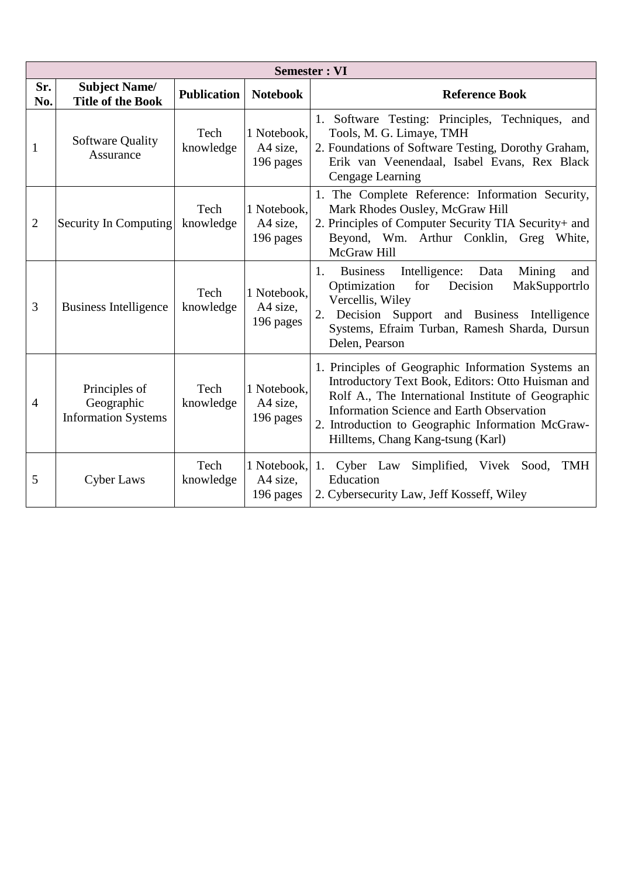| Semester : VI | | | | |
|---|---|---|---|---|
| **Sr. No.** | **Subject Name/ Title of the Book** | **Publication** | **Notebook** | **Reference Book** |
| 1 | Software Quality Assurance | Tech knowledge | 1 Notebook, A4 size, 196 pages | 1. Software Testing: Principles, Techniques, and Tools, M. G. Limaye, TMH<br>2. Foundations of Software Testing, Dorothy Graham, Erik van Veenendaal, Isabel Evans, Rex Black Cengage Learning |
| 2 | Security In Computing | Tech knowledge | 1 Notebook, A4 size, 196 pages | 1. The Complete Reference: Information Security, Mark Rhodes Ousley, McGraw Hill<br>2. Principles of Computer Security TIA Security+ and Beyond, Wm. Arthur Conklin, Greg White, McGraw Hill |
| 3 | Business Intelligence | Tech knowledge | 1 Notebook, A4 size, 196 pages | 1. Business Intelligence: Data Mining and Optimization for Decision MakSupportrlo Vercellis, Wiley<br>2. Decision Support and Business Intelligence Systems, Efraim Turban, Ramesh Sharda, Dursun Delen, Pearson |
| 4 | Principles of Geographic Information Systems | Tech knowledge | 1 Notebook, A4 size, 196 pages | 1. Principles of Geographic Information Systems an Introductory Text Book, Editors: Otto Huisman and Rolf A., The International Institute of Geographic Information Science and Earth Observation<br>2. Introduction to Geographic Information McGraw-Hilltems, Chang Kang-tsung (Karl) |
| 5 | Cyber Laws | Tech knowledge | 1 Notebook, A4 size, 196 pages | 1. Cyber Law Simplified, Vivek Sood, TMH Education<br>2. Cybersecurity Law, Jeff Kosseff, Wiley |